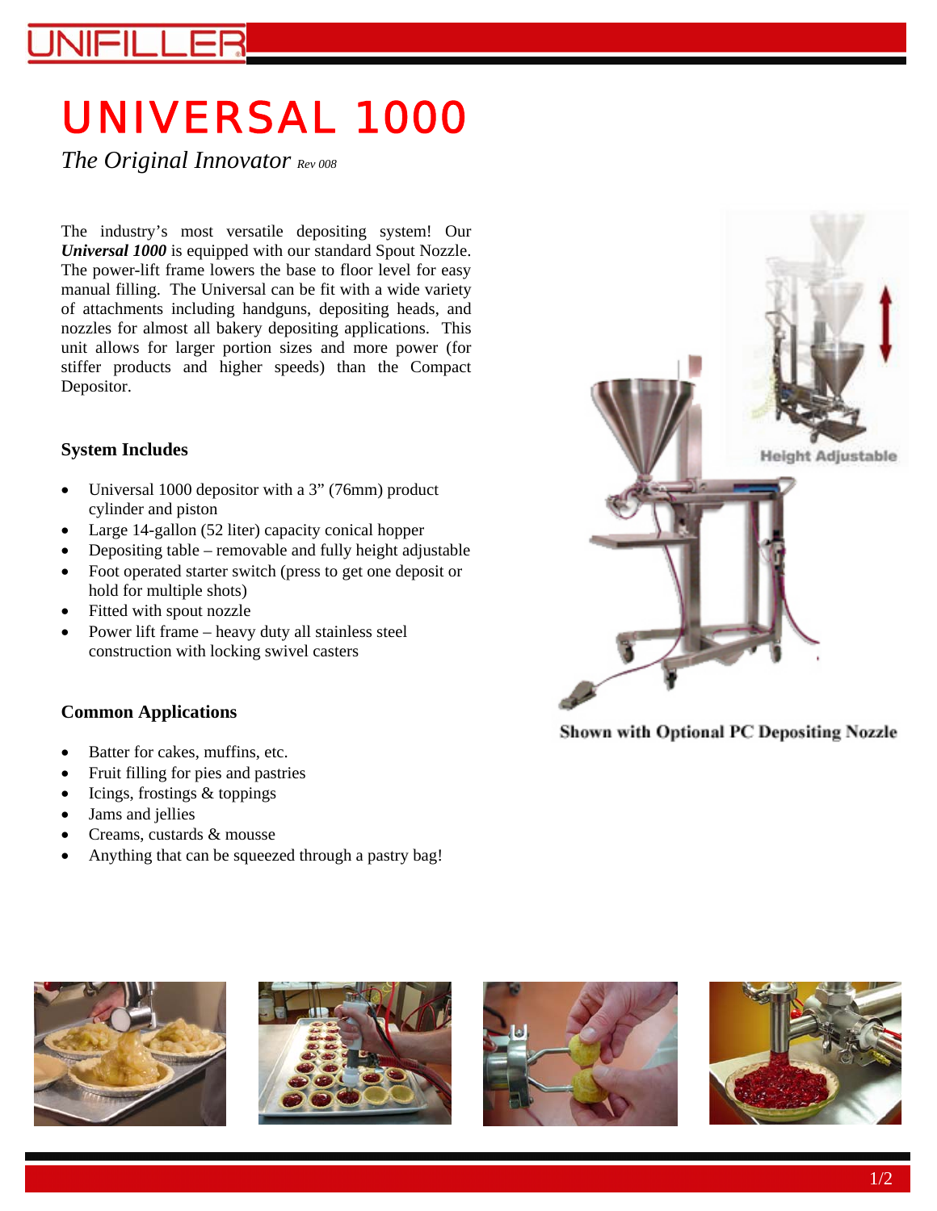# UNIVERSAL 1000

*The Original Innovator* *Rev 008*

The industry's most versatile depositing system! Our ***Universal 1000*** is equipped with our standard Spout Nozzle. The power-lift frame lowers the base to floor level for easy manual filling. The Universal can be fit with a wide variety of attachments including handguns, depositing heads, and nozzles for almost all bakery depositing applications. This unit allows for larger portion sizes and more power (for stiffer products and higher speeds) than the Compact Depositor.

Height Adjustable

Shown with Optional PC Depositing Nozzle

### System Includes

- Universal 1000 depositor with a 3" (76mm) product cylinder and piston
- Large 14-gallon (52 liter) capacity conical hopper
- Depositing table – removable and fully height adjustable
- Foot operated starter switch (press to get one deposit or hold for multiple shots)
- Fitted with spout nozzle
- Power lift frame – heavy duty all stainless steel construction with locking swivel casters

### Common Applications

- Batter for cakes, muffins, etc.
- Fruit filling for pies and pastries
- Icings, frostings & toppings
- Jams and jellies
- Creams, custards & mousse
- Anything that can be squeezed through a pastry bag!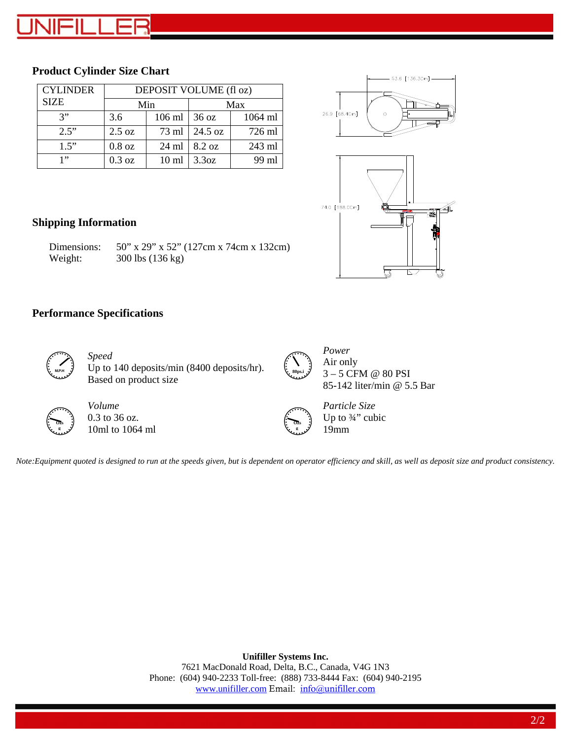## Product Cylinder Size Chart

| CYLINDER SIZE | DEPOSIT VOLUME (fl oz) | | | |
|---|---|---|---|---|
| | Min | | Max | |
| 3” | 3.6 | 106 ml | 36 oz | 1064 ml |
| 2.5” | 2.5 oz | 73 ml | 24.5 oz | 726 ml |
| 1.5” | 0.8 oz | 24 ml | 8.2 oz | 243 ml |
| 1” | 0.3 oz | 10 ml | 3.3oz | 99 ml |

## Shipping Information

Dimensions: 50” x 29” x 52” (127cm x 74cm x 132cm)
Weight: 300 lbs (136 kg)

## Performance Specifications

*Speed*
Up to 140 deposits/min (8400 deposits/hr).
Based on product size

*Power*
Air only
3 – 5 CFM @ 80 PSI
85-142 liter/min @ 5.5 Bar

*Volume*
0.3 to 36 oz.
10ml to 1064 ml

*Particle Size*
Up to ¾” cubic
19mm

*Note:Equipment quoted is designed to run at the speeds given, but is dependent on operator efficiency and skill, as well as deposit size and product consistency.*

**Unifiller Systems Inc.**
7621 MacDonald Road, Delta, B.C., Canada, V4G 1N3
Phone: (604) 940-2233 Toll-free: (888) 733-8444 Fax: (604) 940-2195
www.unifiller.com Email: info@unifiller.com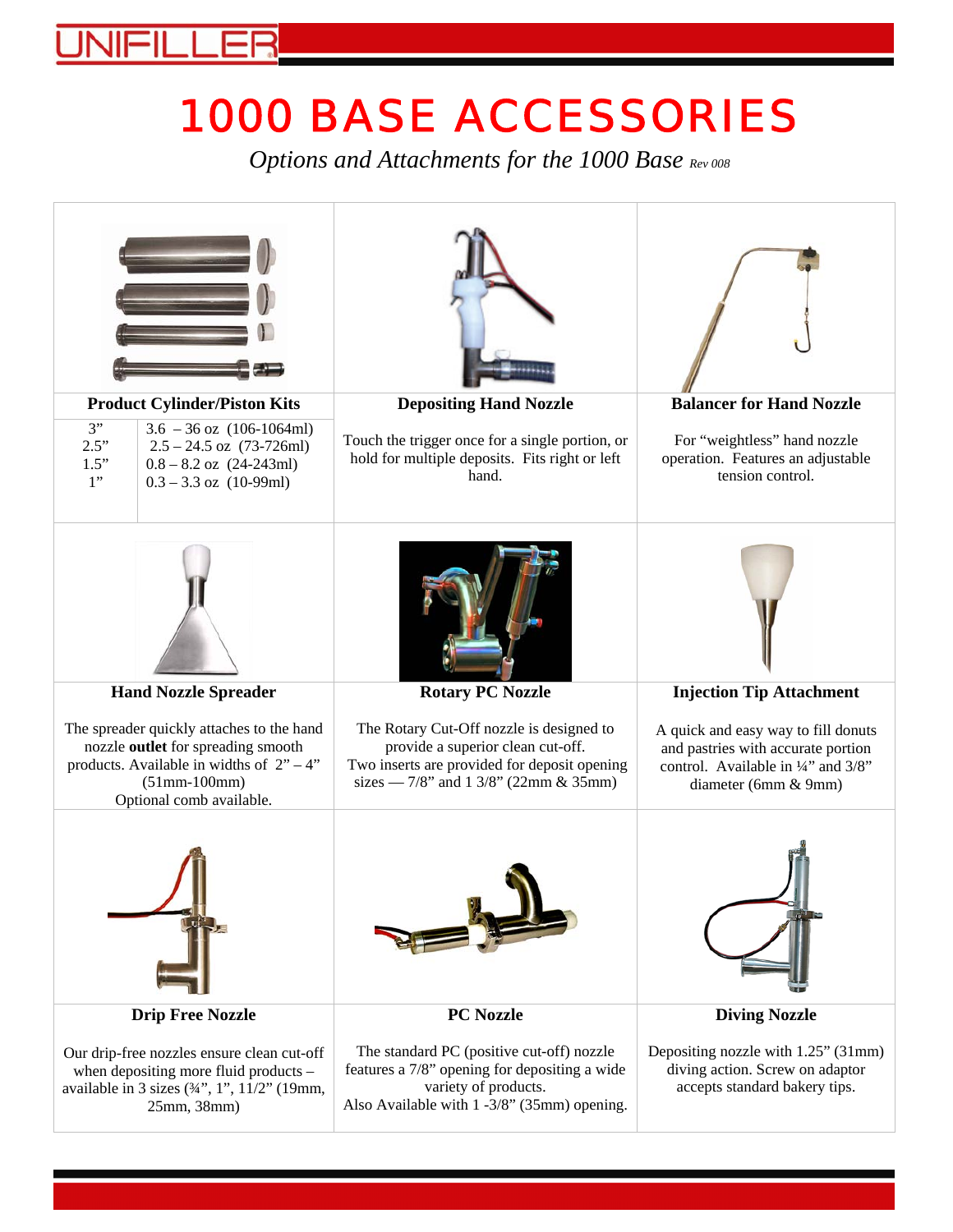UNIFILLER

# 1000 BASE ACCESSORIES

*Options and Attachments for the 1000 Base* *Rev 008*

### Product Cylinder/Piston Kits

| | |
|---|---|
| 3" | 3.6 – 36 oz (106-1064ml) |
| 2.5" | 2.5 – 24.5 oz (73-726ml) |
| 1.5" | 0.8 – 8.2 oz (24-243ml) |
| 1" | 0.3 – 3.3 oz (10-99ml) |

### Depositing Hand Nozzle

Touch the trigger once for a single portion, or hold for multiple deposits. Fits right or left hand.

### Balancer for Hand Nozzle

For "weightless" hand nozzle operation. Features an adjustable tension control.

### Hand Nozzle Spreader

The spreader quickly attaches to the hand nozzle **outlet** for spreading smooth products. Available in widths of 2" – 4" (51mm-100mm)
Optional comb available.

### Rotary PC Nozzle

The Rotary Cut-Off nozzle is designed to provide a superior clean cut-off.
Two inserts are provided for deposit opening sizes — 7/8" and 1 3/8" (22mm & 35mm)

### Injection Tip Attachment

A quick and easy way to fill donuts and pastries with accurate portion control. Available in ¼" and 3/8" diameter (6mm & 9mm)

### Drip Free Nozzle

Our drip-free nozzles ensure clean cut-off when depositing more fluid products – available in 3 sizes (¾", 1", 11/2" (19mm, 25mm, 38mm)

### PC Nozzle

The standard PC (positive cut-off) nozzle features a 7/8" opening for depositing a wide variety of products.
Also Available with 1 -3/8" (35mm) opening.

### Diving Nozzle

Depositing nozzle with 1.25" (31mm) diving action. Screw on adaptor accepts standard bakery tips.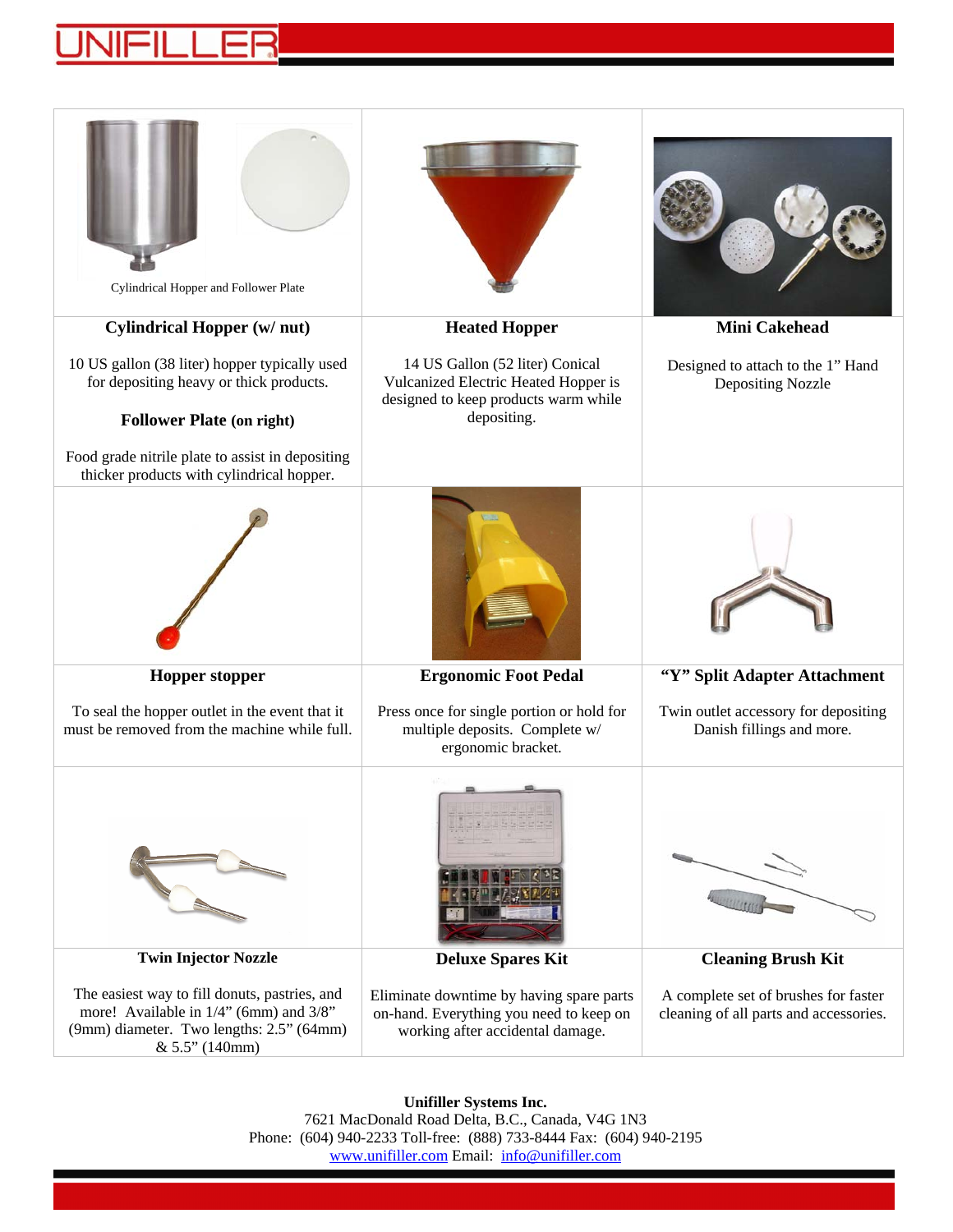| | | |
|---|---|---|
| Cylindrical Hopper and Follower Plate | | |
| **Cylindrical Hopper (w/ nut)**<br><br>10 US gallon (38 liter) hopper typically used for depositing heavy or thick products.<br><br>**Follower Plate (on right)**<br><br>Food grade nitrile plate to assist in depositing thicker products with cylindrical hopper. | **Heated Hopper**<br><br>14 US Gallon (52 liter) Conical Vulcanized Electric Heated Hopper is designed to keep products warm while depositing. | **Mini Cakehead**<br><br>Designed to attach to the 1" Hand Depositing Nozzle |
| **Hopper stopper**<br><br>To seal the hopper outlet in the event that it must be removed from the machine while full. | **Ergonomic Foot Pedal**<br><br>Press once for single portion or hold for multiple deposits. Complete w/ ergonomic bracket. | **"Y" Split Adapter Attachment**<br><br>Twin outlet accessory for depositing Danish fillings and more. |
| **Twin Injector Nozzle**<br><br>The easiest way to fill donuts, pastries, and more! Available in 1/4" (6mm) and 3/8" (9mm) diameter. Two lengths: 2.5" (64mm) & 5.5" (140mm) | **Deluxe Spares Kit**<br><br>Eliminate downtime by having spare parts on-hand. Everything you need to keep on working after accidental damage. | **Cleaning Brush Kit**<br><br>A complete set of brushes for faster cleaning of all parts and accessories. |

**Unifiller Systems Inc.**
7621 MacDonald Road Delta, B.C., Canada, V4G 1N3
Phone: (604) 940-2233 Toll-free: (888) 733-8444 Fax: (604) 940-2195
www.unifiller.com Email: info@unifiller.com